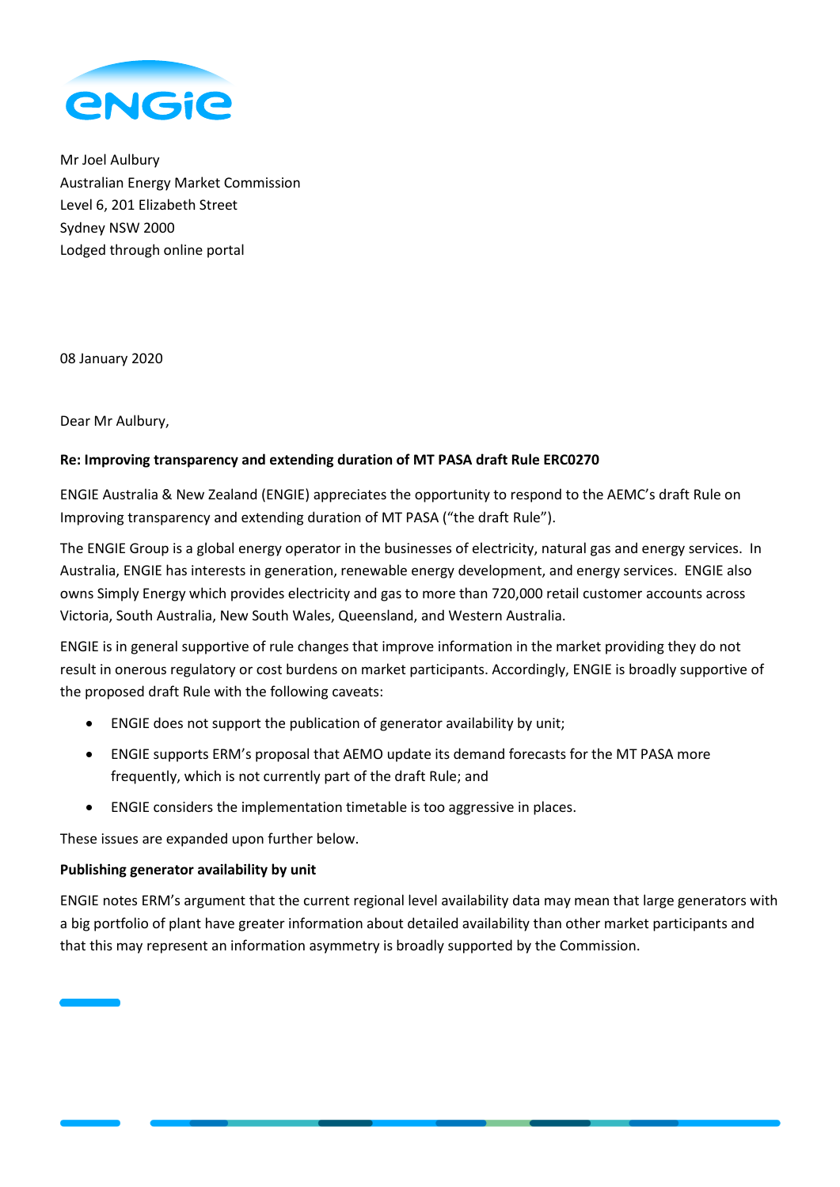Mr Joel Aulbury
Australian Energy Market Commission
Level 6, 201 Elizabeth Street
Sydney NSW 2000
Lodged through online portal

08 January 2020

Dear Mr Aulbury,

**Re: Improving transparency and extending duration of MT PASA draft Rule ERC0270**

ENGIE Australia & New Zealand (ENGIE) appreciates the opportunity to respond to the AEMC's draft Rule on Improving transparency and extending duration of MT PASA ("the draft Rule").

The ENGIE Group is a global energy operator in the businesses of electricity, natural gas and energy services. In Australia, ENGIE has interests in generation, renewable energy development, and energy services. ENGIE also owns Simply Energy which provides electricity and gas to more than 720,000 retail customer accounts across Victoria, South Australia, New South Wales, Queensland, and Western Australia.

ENGIE is in general supportive of rule changes that improve information in the market providing they do not result in onerous regulatory or cost burdens on market participants. Accordingly, ENGIE is broadly supportive of the proposed draft Rule with the following caveats:

- ENGIE does not support the publication of generator availability by unit;
- ENGIE supports ERM's proposal that AEMO update its demand forecasts for the MT PASA more frequently, which is not currently part of the draft Rule; and
- ENGIE considers the implementation timetable is too aggressive in places.

These issues are expanded upon further below.

**Publishing generator availability by unit**

ENGIE notes ERM's argument that the current regional level availability data may mean that large generators with a big portfolio of plant have greater information about detailed availability than other market participants and that this may represent an information asymmetry is broadly supported by the Commission.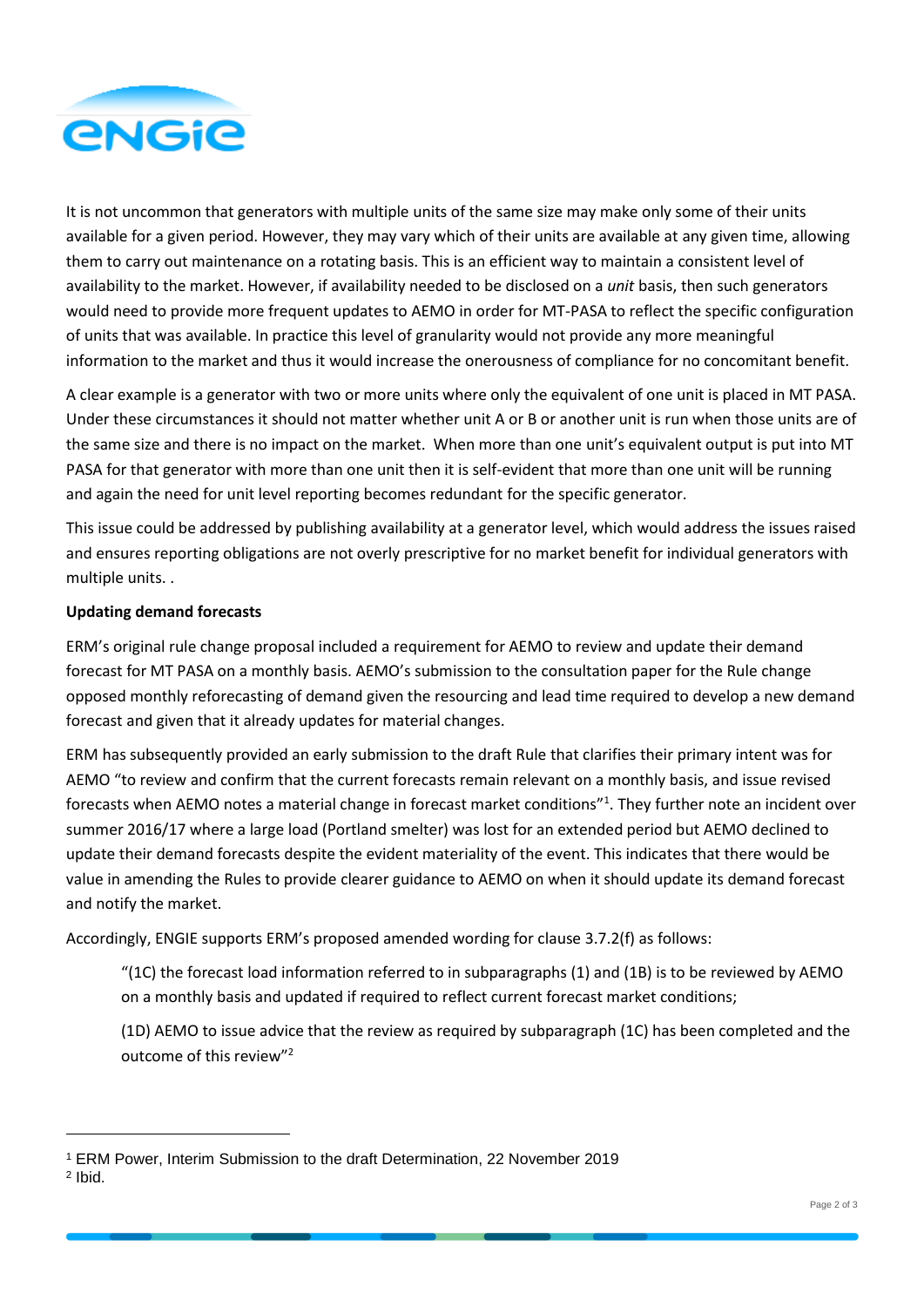It is not uncommon that generators with multiple units of the same size may make only some of their units available for a given period. However, they may vary which of their units are available at any given time, allowing them to carry out maintenance on a rotating basis. This is an efficient way to maintain a consistent level of availability to the market. However, if availability needed to be disclosed on a *unit* basis, then such generators would need to provide more frequent updates to AEMO in order for MT-PASA to reflect the specific configuration of units that was available. In practice this level of granularity would not provide any more meaningful information to the market and thus it would increase the onerousness of compliance for no concomitant benefit.

A clear example is a generator with two or more units where only the equivalent of one unit is placed in MT PASA. Under these circumstances it should not matter whether unit A or B or another unit is run when those units are of the same size and there is no impact on the market. When more than one unit's equivalent output is put into MT PASA for that generator with more than one unit then it is self-evident that more than one unit will be running and again the need for unit level reporting becomes redundant for the specific generator.

This issue could be addressed by publishing availability at a generator level, which would address the issues raised and ensures reporting obligations are not overly prescriptive for no market benefit for individual generators with multiple units. .

**Updating demand forecasts**

ERM's original rule change proposal included a requirement for AEMO to review and update their demand forecast for MT PASA on a monthly basis. AEMO's submission to the consultation paper for the Rule change opposed monthly reforecasting of demand given the resourcing and lead time required to develop a new demand forecast and given that it already updates for material changes.

ERM has subsequently provided an early submission to the draft Rule that clarifies their primary intent was for AEMO "to review and confirm that the current forecasts remain relevant on a monthly basis, and issue revised forecasts when AEMO notes a material change in forecast market conditions"[1]. They further note an incident over summer 2016/17 where a large load (Portland smelter) was lost for an extended period but AEMO declined to update their demand forecasts despite the evident materiality of the event. This indicates that there would be value in amending the Rules to provide clearer guidance to AEMO on when it should update its demand forecast and notify the market.

Accordingly, ENGIE supports ERM's proposed amended wording for clause 3.7.2(f) as follows:

> "(1C) the forecast load information referred to in subparagraphs (1) and (1B) is to be reviewed by AEMO on a monthly basis and updated if required to reflect current forecast market conditions;
>
> (1D) AEMO to issue advice that the review as required by subparagraph (1C) has been completed and the outcome of this review"[2]

[1] ERM Power, Interim Submission to the draft Determination, 22 November 2019

[2] Ibid.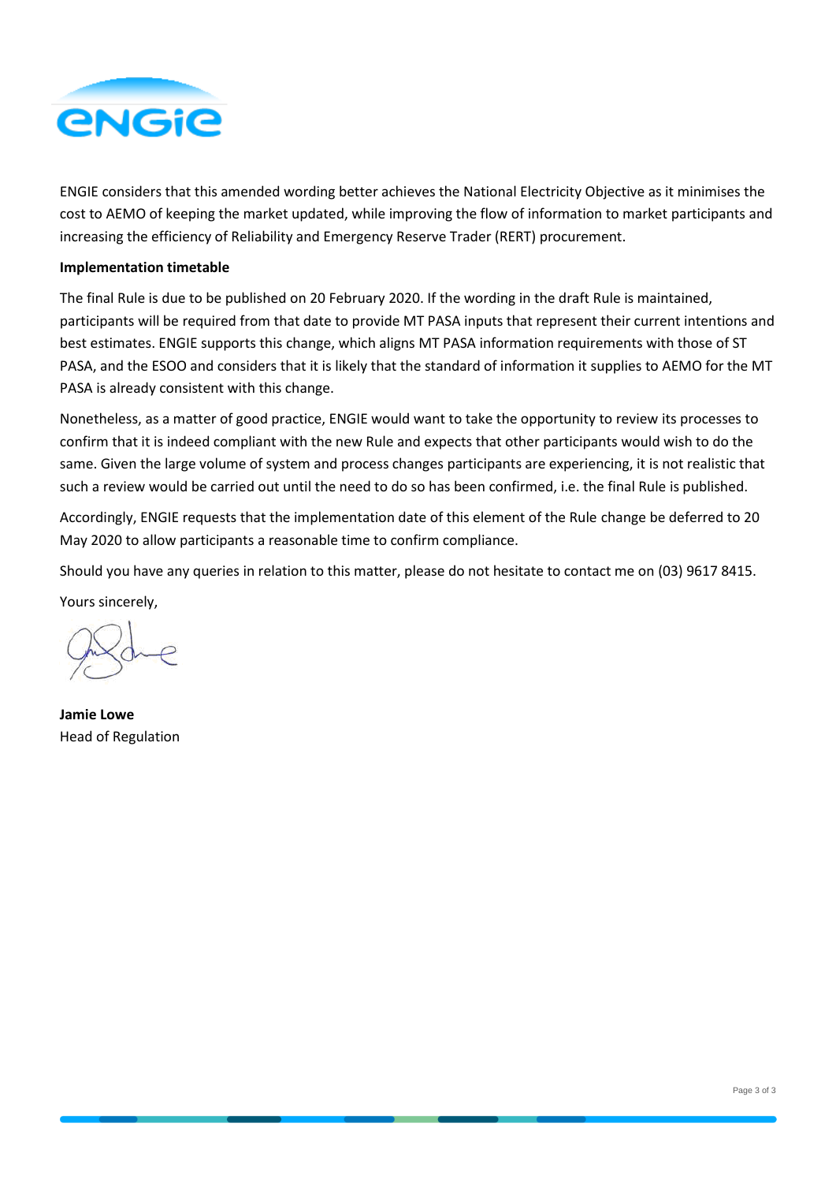ENGIE considers that this amended wording better achieves the National Electricity Objective as it minimises the cost to AEMO of keeping the market updated, while improving the flow of information to market participants and increasing the efficiency of Reliability and Emergency Reserve Trader (RERT) procurement.

**Implementation timetable**

The final Rule is due to be published on 20 February 2020. If the wording in the draft Rule is maintained, participants will be required from that date to provide MT PASA inputs that represent their current intentions and best estimates. ENGIE supports this change, which aligns MT PASA information requirements with those of ST PASA, and the ESOO and considers that it is likely that the standard of information it supplies to AEMO for the MT PASA is already consistent with this change.

Nonetheless, as a matter of good practice, ENGIE would want to take the opportunity to review its processes to confirm that it is indeed compliant with the new Rule and expects that other participants would wish to do the same. Given the large volume of system and process changes participants are experiencing, it is not realistic that such a review would be carried out until the need to do so has been confirmed, i.e. the final Rule is published.

Accordingly, ENGIE requests that the implementation date of this element of the Rule change be deferred to 20 May 2020 to allow participants a reasonable time to confirm compliance.

Should you have any queries in relation to this matter, please do not hesitate to contact me on (03) 9617 8415.

Yours sincerely,

**Jamie Lowe**
Head of Regulation